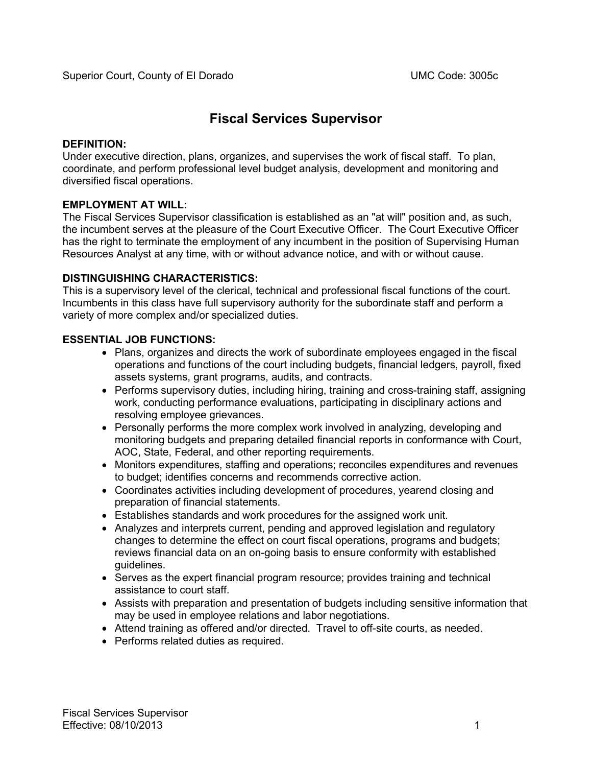Superior Court, County of El Dorado UMC Code: 3005c

# Fiscal Services Supervisor

**DEFINITION:**
Under executive direction, plans, organizes, and supervises the work of fiscal staff. To plan, coordinate, and perform professional level budget analysis, development and monitoring and diversified fiscal operations.

**EMPLOYMENT AT WILL:**
The Fiscal Services Supervisor classification is established as an "at will" position and, as such, the incumbent serves at the pleasure of the Court Executive Officer. The Court Executive Officer has the right to terminate the employment of any incumbent in the position of Supervising Human Resources Analyst at any time, with or without advance notice, and with or without cause.

**DISTINGUISHING CHARACTERISTICS:**
This is a supervisory level of the clerical, technical and professional fiscal functions of the court. Incumbents in this class have full supervisory authority for the subordinate staff and perform a variety of more complex and/or specialized duties.

**ESSENTIAL JOB FUNCTIONS:**

- Plans, organizes and directs the work of subordinate employees engaged in the fiscal operations and functions of the court including budgets, financial ledgers, payroll, fixed assets systems, grant programs, audits, and contracts.
- Performs supervisory duties, including hiring, training and cross-training staff, assigning work, conducting performance evaluations, participating in disciplinary actions and resolving employee grievances.
- Personally performs the more complex work involved in analyzing, developing and monitoring budgets and preparing detailed financial reports in conformance with Court, AOC, State, Federal, and other reporting requirements.
- Monitors expenditures, staffing and operations; reconciles expenditures and revenues to budget; identifies concerns and recommends corrective action.
- Coordinates activities including development of procedures, yearend closing and preparation of financial statements.
- Establishes standards and work procedures for the assigned work unit.
- Analyzes and interprets current, pending and approved legislation and regulatory changes to determine the effect on court fiscal operations, programs and budgets; reviews financial data on an on-going basis to ensure conformity with established guidelines.
- Serves as the expert financial program resource; provides training and technical assistance to court staff.
- Assists with preparation and presentation of budgets including sensitive information that may be used in employee relations and labor negotiations.
- Attend training as offered and/or directed. Travel to off-site courts, as needed.
- Performs related duties as required.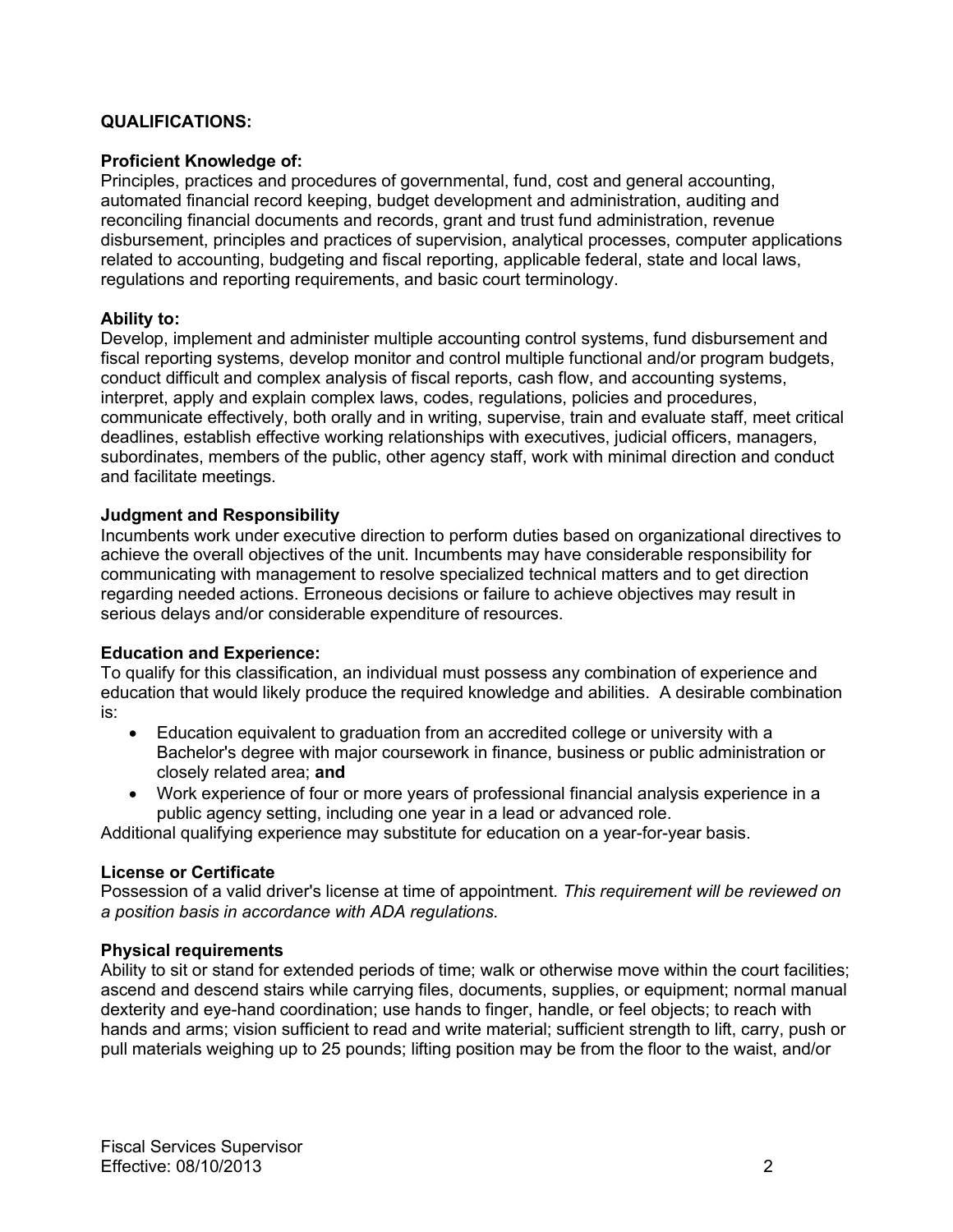**QUALIFICATIONS:**

**Proficient Knowledge of:**
Principles, practices and procedures of governmental, fund, cost and general accounting, automated financial record keeping, budget development and administration, auditing and reconciling financial documents and records, grant and trust fund administration, revenue disbursement, principles and practices of supervision, analytical processes, computer applications related to accounting, budgeting and fiscal reporting, applicable federal, state and local laws, regulations and reporting requirements, and basic court terminology.

**Ability to:**
Develop, implement and administer multiple accounting control systems, fund disbursement and fiscal reporting systems, develop monitor and control multiple functional and/or program budgets, conduct difficult and complex analysis of fiscal reports, cash flow, and accounting systems, interpret, apply and explain complex laws, codes, regulations, policies and procedures, communicate effectively, both orally and in writing, supervise, train and evaluate staff, meet critical deadlines, establish effective working relationships with executives, judicial officers, managers, subordinates, members of the public, other agency staff, work with minimal direction and conduct and facilitate meetings.

**Judgment and Responsibility**
Incumbents work under executive direction to perform duties based on organizational directives to achieve the overall objectives of the unit. Incumbents may have considerable responsibility for communicating with management to resolve specialized technical matters and to get direction regarding needed actions. Erroneous decisions or failure to achieve objectives may result in serious delays and/or considerable expenditure of resources.

**Education and Experience:**
To qualify for this classification, an individual must possess any combination of experience and education that would likely produce the required knowledge and abilities. A desirable combination is:

- Education equivalent to graduation from an accredited college or university with a Bachelor's degree with major coursework in finance, business or public administration or closely related area; **and**
- Work experience of four or more years of professional financial analysis experience in a public agency setting, including one year in a lead or advanced role.

Additional qualifying experience may substitute for education on a year-for-year basis.

**License or Certificate**
Possession of a valid driver's license at time of appointment. *This requirement will be reviewed on a position basis in accordance with ADA regulations.*

**Physical requirements**
Ability to sit or stand for extended periods of time; walk or otherwise move within the court facilities; ascend and descend stairs while carrying files, documents, supplies, or equipment; normal manual dexterity and eye-hand coordination; use hands to finger, handle, or feel objects; to reach with hands and arms; vision sufficient to read and write material; sufficient strength to lift, carry, push or pull materials weighing up to 25 pounds; lifting position may be from the floor to the waist, and/or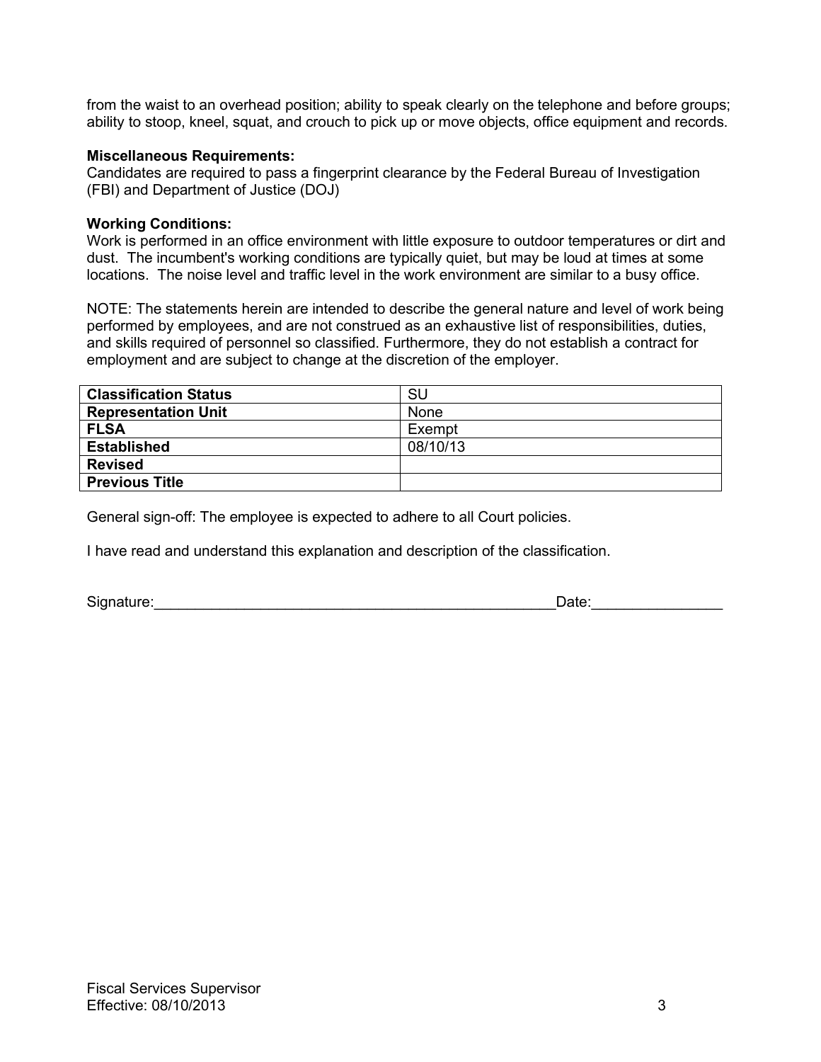from the waist to an overhead position; ability to speak clearly on the telephone and before groups; ability to stoop, kneel, squat, and crouch to pick up or move objects, office equipment and records.

**Miscellaneous Requirements:**
Candidates are required to pass a fingerprint clearance by the Federal Bureau of Investigation (FBI) and Department of Justice (DOJ)

**Working Conditions:**
Work is performed in an office environment with little exposure to outdoor temperatures or dirt and dust. The incumbent's working conditions are typically quiet, but may be loud at times at some locations. The noise level and traffic level in the work environment are similar to a busy office.

NOTE: The statements herein are intended to describe the general nature and level of work being performed by employees, and are not construed as an exhaustive list of responsibilities, duties, and skills required of personnel so classified. Furthermore, they do not establish a contract for employment and are subject to change at the discretion of the employer.

| | |
|---|---|
| **Classification Status** | SU |
| **Representation Unit** | None |
| **FLSA** | Exempt |
| **Established** | 08/10/13 |
| **Revised** | |
| **Previous Title** | |

General sign-off: The employee is expected to adhere to all Court policies.

I have read and understand this explanation and description of the classification.

Signature:___________________________________________________Date:________________